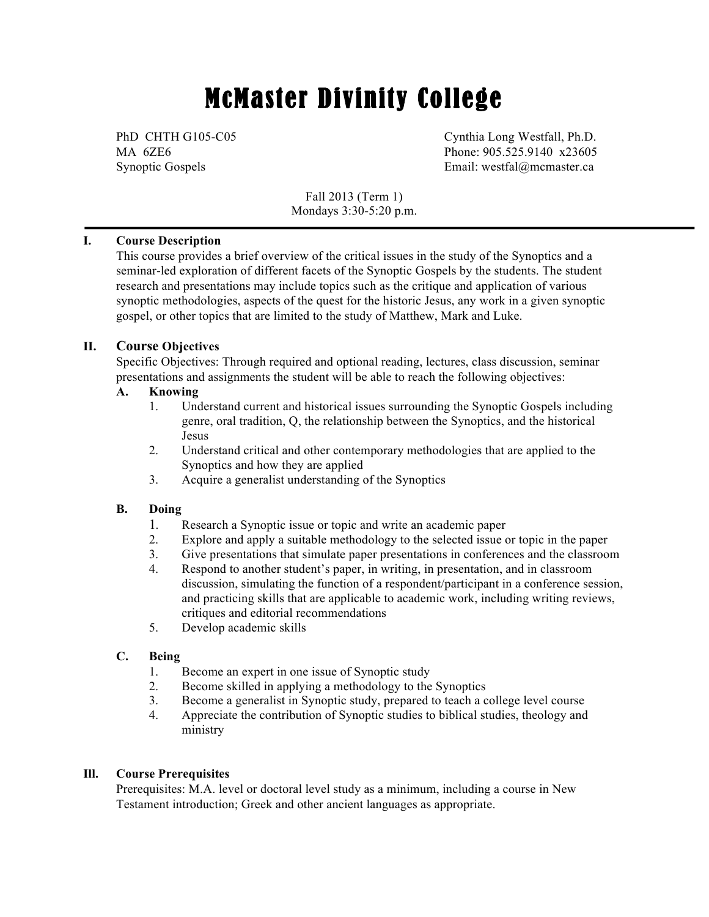# McMaster Divinity College

PhD CHTH G105-C05
MA 6ZE6
Synoptic Gospels

Cynthia Long Westfall, Ph.D.
Phone: 905.525.9140 x23605
Email: westfal@mcmaster.ca

Fall 2013 (Term 1)
Mondays 3:30-5:20 p.m.

---

## I. Course Description

This course provides a brief overview of the critical issues in the study of the Synoptics and a seminar-led exploration of different facets of the Synoptic Gospels by the students. The student research and presentations may include topics such as the critique and application of various synoptic methodologies, aspects of the quest for the historic Jesus, any work in a given synoptic gospel, or other topics that are limited to the study of Matthew, Mark and Luke.

## II. Course Objectives

Specific Objectives: Through required and optional reading, lectures, class discussion, seminar presentations and assignments the student will be able to reach the following objectives:

### A. Knowing

1. Understand current and historical issues surrounding the Synoptic Gospels including genre, oral tradition, Q, the relationship between the Synoptics, and the historical Jesus
2. Understand critical and other contemporary methodologies that are applied to the Synoptics and how they are applied
3. Acquire a generalist understanding of the Synoptics

### B. Doing

1. Research a Synoptic issue or topic and write an academic paper
2. Explore and apply a suitable methodology to the selected issue or topic in the paper
3. Give presentations that simulate paper presentations in conferences and the classroom
4. Respond to another student's paper, in writing, in presentation, and in classroom discussion, simulating the function of a respondent/participant in a conference session, and practicing skills that are applicable to academic work, including writing reviews, critiques and editorial recommendations
5. Develop academic skills

### C. Being

1. Become an expert in one issue of Synoptic study
2. Become skilled in applying a methodology to the Synoptics
3. Become a generalist in Synoptic study, prepared to teach a college level course
4. Appreciate the contribution of Synoptic studies to biblical studies, theology and ministry

## III. Course Prerequisites

Prerequisites: M.A. level or doctoral level study as a minimum, including a course in New Testament introduction; Greek and other ancient languages as appropriate.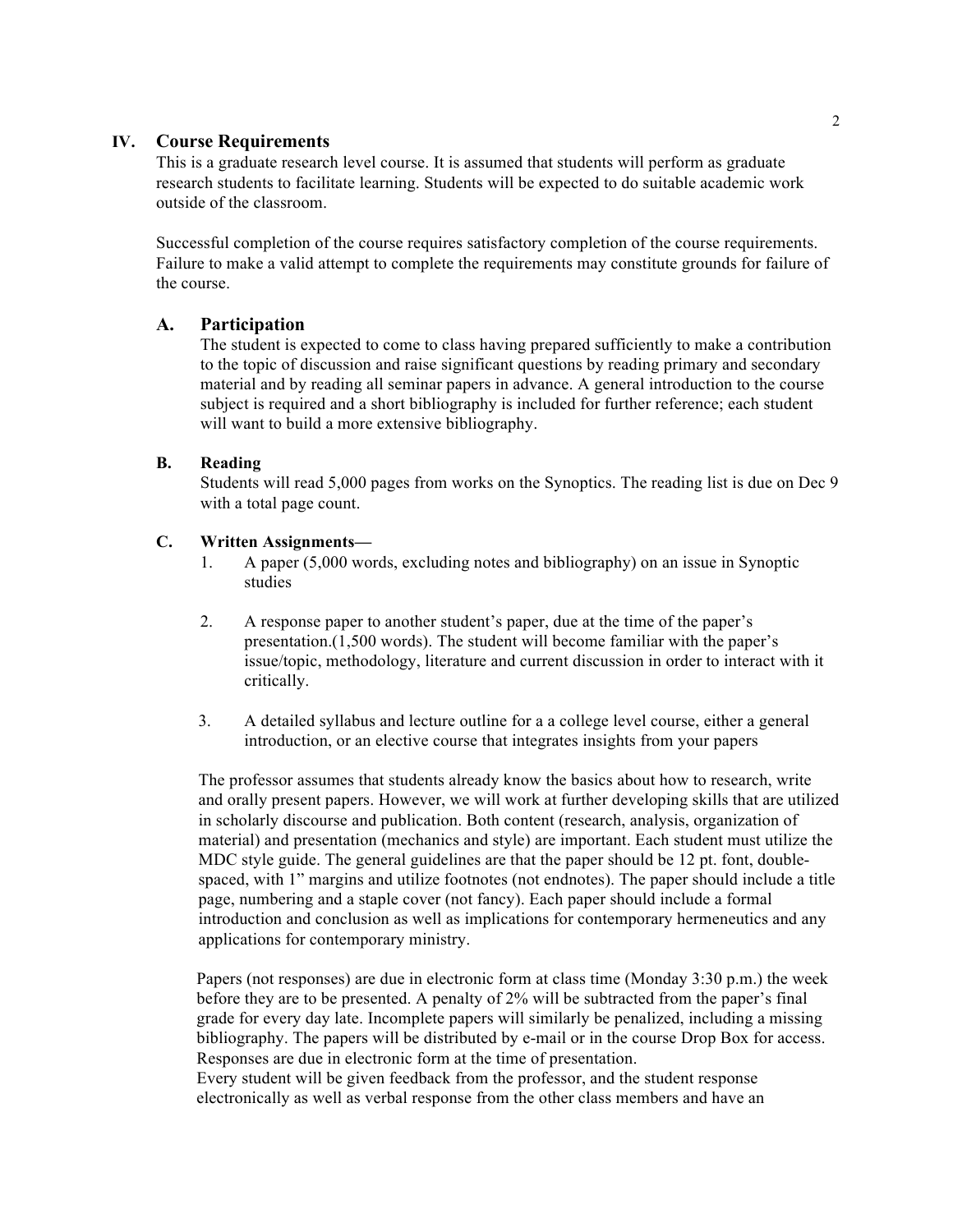## IV. Course Requirements

This is a graduate research level course. It is assumed that students will perform as graduate research students to facilitate learning. Students will be expected to do suitable academic work outside of the classroom.

Successful completion of the course requires satisfactory completion of the course requirements. Failure to make a valid attempt to complete the requirements may constitute grounds for failure of the course.

### A. Participation

The student is expected to come to class having prepared sufficiently to make a contribution to the topic of discussion and raise significant questions by reading primary and secondary material and by reading all seminar papers in advance. A general introduction to the course subject is required and a short bibliography is included for further reference; each student will want to build a more extensive bibliography.

### B. Reading

Students will read 5,000 pages from works on the Synoptics. The reading list is due on Dec 9 with a total page count.

### C. Written Assignments—

1. A paper (5,000 words, excluding notes and bibliography) on an issue in Synoptic studies

2. A response paper to another student's paper, due at the time of the paper's presentation.(1,500 words). The student will become familiar with the paper's issue/topic, methodology, literature and current discussion in order to interact with it critically.

3. A detailed syllabus and lecture outline for a a college level course, either a general introduction, or an elective course that integrates insights from your papers

The professor assumes that students already know the basics about how to research, write and orally present papers. However, we will work at further developing skills that are utilized in scholarly discourse and publication. Both content (research, analysis, organization of material) and presentation (mechanics and style) are important. Each student must utilize the MDC style guide. The general guidelines are that the paper should be 12 pt. font, double-spaced, with 1" margins and utilize footnotes (not endnotes). The paper should include a title page, numbering and a staple cover (not fancy). Each paper should include a formal introduction and conclusion as well as implications for contemporary hermeneutics and any applications for contemporary ministry.

Papers (not responses) are due in electronic form at class time (Monday 3:30 p.m.) the week before they are to be presented. A penalty of 2% will be subtracted from the paper's final grade for every day late. Incomplete papers will similarly be penalized, including a missing bibliography. The papers will be distributed by e-mail or in the course Drop Box for access. Responses are due in electronic form at the time of presentation.
Every student will be given feedback from the professor, and the student response electronically as well as verbal response from the other class members and have an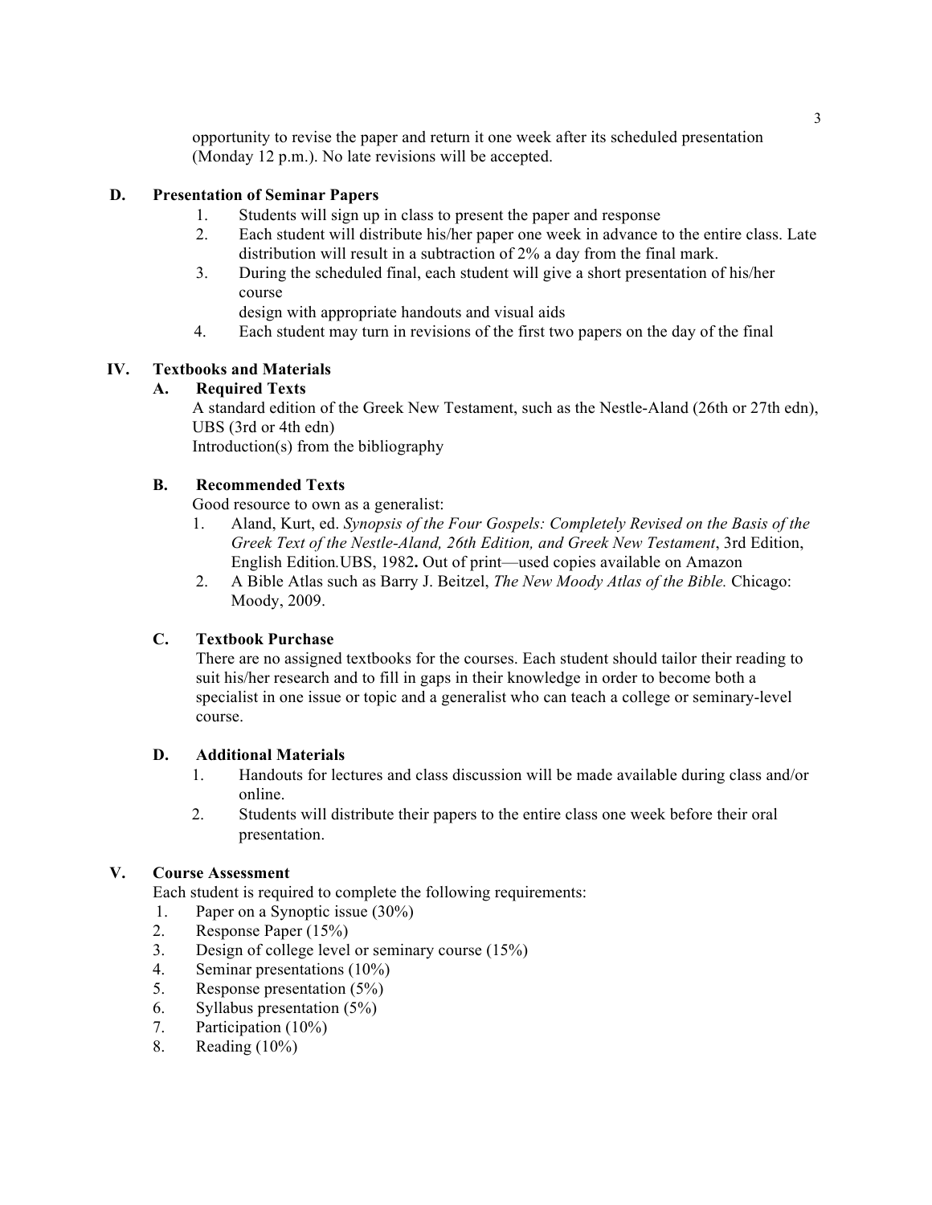opportunity to revise the paper and return it one week after its scheduled presentation (Monday 12 p.m.). No late revisions will be accepted.

### D. Presentation of Seminar Papers

1. Students will sign up in class to present the paper and response
2. Each student will distribute his/her paper one week in advance to the entire class. Late distribution will result in a subtraction of 2% a day from the final mark.
3. During the scheduled final, each student will give a short presentation of his/her course
   design with appropriate handouts and visual aids
4. Each student may turn in revisions of the first two papers on the day of the final

## IV. Textbooks and Materials

### A. Required Texts

A standard edition of the Greek New Testament, such as the Nestle-Aland (26th or 27th edn), UBS (3rd or 4th edn)
Introduction(s) from the bibliography

### B. Recommended Texts

Good resource to own as a generalist:

1. Aland, Kurt, ed. *Synopsis of the Four Gospels: Completely Revised on the Basis of the Greek Text of the Nestle-Aland, 26th Edition, and Greek New Testament*, 3rd Edition, English Edition*.* UBS, 1982**.** Out of print—used copies available on Amazon
2. A Bible Atlas such as Barry J. Beitzel, *The New Moody Atlas of the Bible.* Chicago: Moody, 2009.

### C. Textbook Purchase

There are no assigned textbooks for the courses. Each student should tailor their reading to suit his/her research and to fill in gaps in their knowledge in order to become both a specialist in one issue or topic and a generalist who can teach a college or seminary-level course.

### D. Additional Materials

1. Handouts for lectures and class discussion will be made available during class and/or online.
2. Students will distribute their papers to the entire class one week before their oral presentation.

## V. Course Assessment

Each student is required to complete the following requirements:

1. Paper on a Synoptic issue (30%)
2. Response Paper (15%)
3. Design of college level or seminary course (15%)
4. Seminar presentations (10%)
5. Response presentation (5%)
6. Syllabus presentation (5%)
7. Participation (10%)
8. Reading (10%)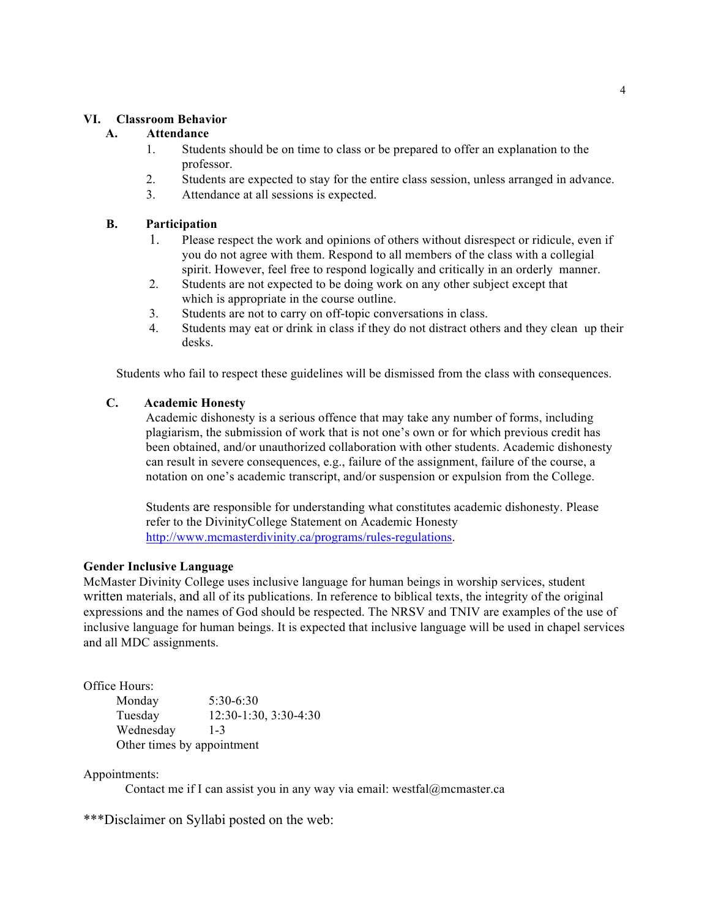## VI. Classroom Behavior

### A. Attendance

1. Students should be on time to class or be prepared to offer an explanation to the professor.
2. Students are expected to stay for the entire class session, unless arranged in advance.
3. Attendance at all sessions is expected.

### B. Participation

1. Please respect the work and opinions of others without disrespect or ridicule, even if you do not agree with them. Respond to all members of the class with a collegial spirit. However, feel free to respond logically and critically in an orderly manner.
2. Students are not expected to be doing work on any other subject except that which is appropriate in the course outline.
3. Students are not to carry on off-topic conversations in class.
4. Students may eat or drink in class if they do not distract others and they clean up their desks.

Students who fail to respect these guidelines will be dismissed from the class with consequences.

### C. Academic Honesty

Academic dishonesty is a serious offence that may take any number of forms, including plagiarism, the submission of work that is not one's own or for which previous credit has been obtained, and/or unauthorized collaboration with other students. Academic dishonesty can result in severe consequences, e.g., failure of the assignment, failure of the course, a notation on one's academic transcript, and/or suspension or expulsion from the College.

Students are responsible for understanding what constitutes academic dishonesty. Please refer to the DivinityCollege Statement on Academic Honesty http://www.mcmasterdivinity.ca/programs/rules-regulations.

**Gender Inclusive Language**

McMaster Divinity College uses inclusive language for human beings in worship services, student written materials, and all of its publications. In reference to biblical texts, the integrity of the original expressions and the names of God should be respected. The NRSV and TNIV are examples of the use of inclusive language for human beings. It is expected that inclusive language will be used in chapel services and all MDC assignments.

Office Hours:

| | |
|---|---|
| Monday | 5:30-6:30 |
| Tuesday | 12:30-1:30, 3:30-4:30 |
| Wednesday | 1-3 |

Other times by appointment

Appointments:

Contact me if I can assist you in any way via email: westfal@mcmaster.ca

***Disclaimer on Syllabi posted on the web: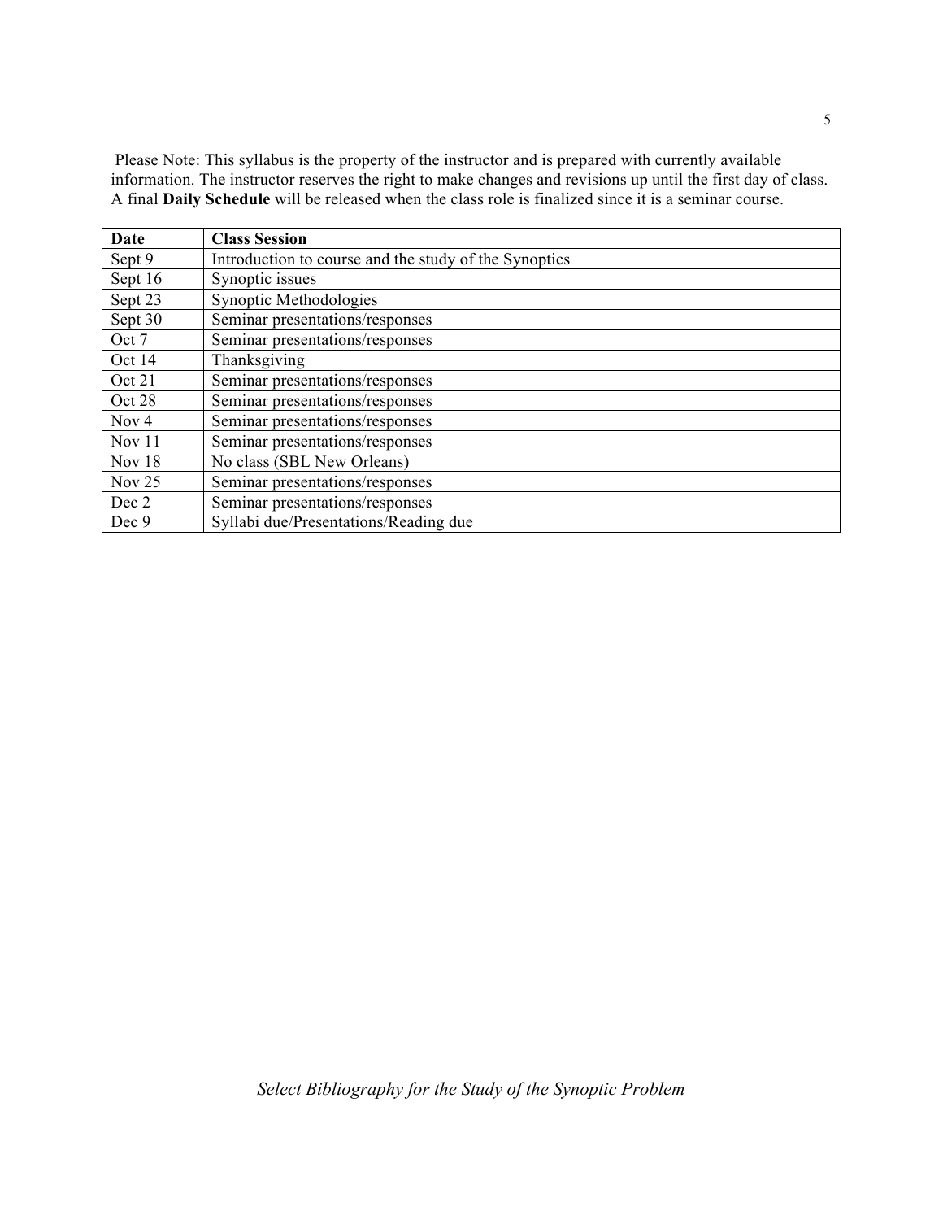Please Note: This syllabus is the property of the instructor and is prepared with currently available information. The instructor reserves the right to make changes and revisions up until the first day of class. A final **Daily Schedule** will be released when the class role is finalized since it is a seminar course.

| **Date** | **Class Session** |
|---|---|
| Sept 9 | Introduction to course and the study of the Synoptics |
| Sept 16 | Synoptic issues |
| Sept 23 | Synoptic Methodologies |
| Sept 30 | Seminar presentations/responses |
| Oct 7 | Seminar presentations/responses |
| Oct 14 | Thanksgiving |
| Oct 21 | Seminar presentations/responses |
| Oct 28 | Seminar presentations/responses |
| Nov 4 | Seminar presentations/responses |
| Nov 11 | Seminar presentations/responses |
| Nov 18 | No class (SBL New Orleans) |
| Nov 25 | Seminar presentations/responses |
| Dec 2 | Seminar presentations/responses |
| Dec 9 | Syllabi due/Presentations/Reading due |

*Select Bibliography for the Study of the Synoptic Problem*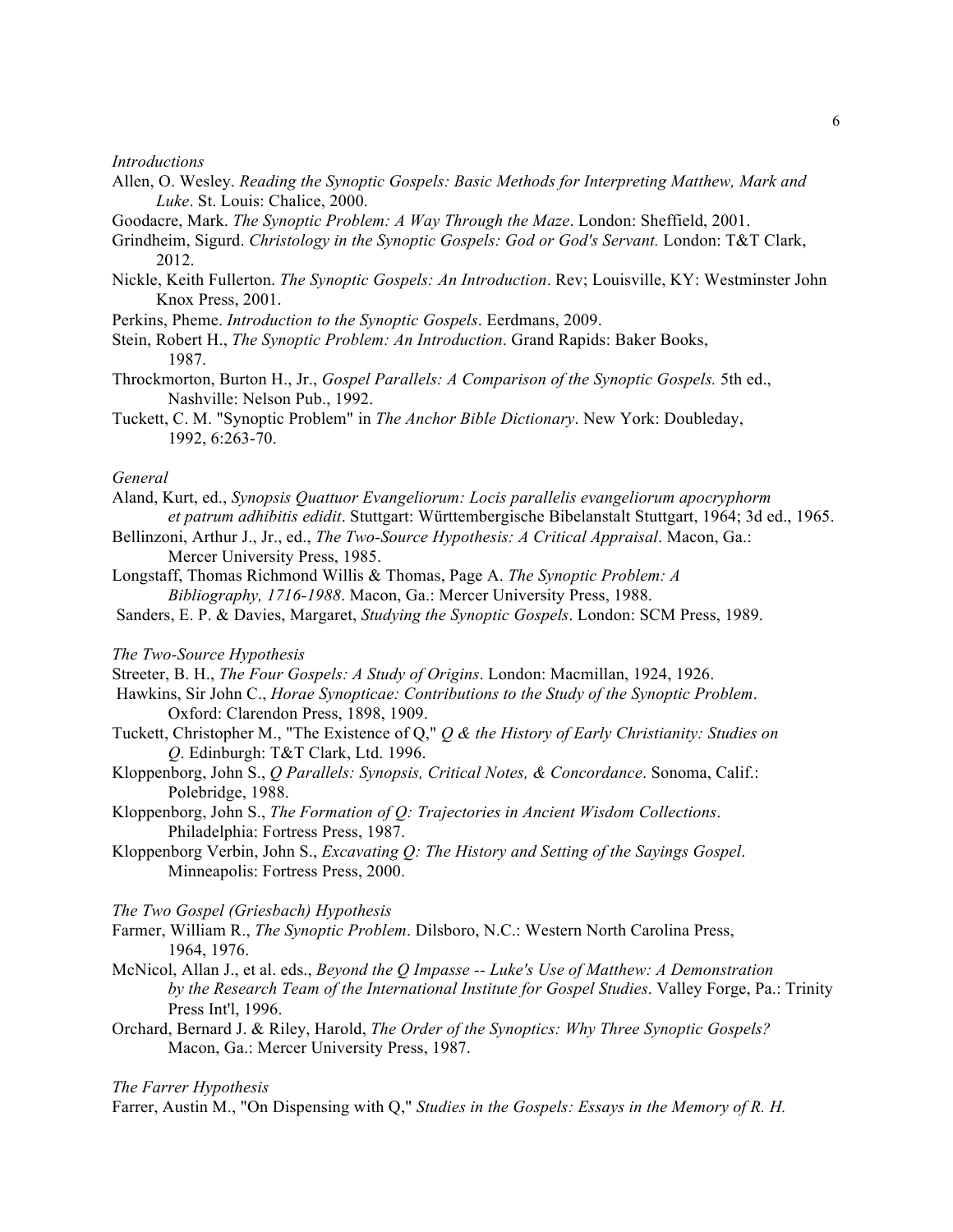*Introductions*

Allen, O. Wesley. *Reading the Synoptic Gospels: Basic Methods for Interpreting Matthew, Mark and Luke*. St. Louis: Chalice, 2000.

Goodacre, Mark. *The Synoptic Problem: A Way Through the Maze*. London: Sheffield, 2001.

Grindheim, Sigurd. *Christology in the Synoptic Gospels: God or God's Servant.* London: T&T Clark, 2012.

Nickle, Keith Fullerton. *The Synoptic Gospels: An Introduction*. Rev; Louisville, KY: Westminster John Knox Press, 2001.

Perkins, Pheme. *Introduction to the Synoptic Gospels*. Eerdmans, 2009.

Stein, Robert H., *The Synoptic Problem: An Introduction*. Grand Rapids: Baker Books, 1987.

Throckmorton, Burton H., Jr., *Gospel Parallels: A Comparison of the Synoptic Gospels.* 5th ed., Nashville: Nelson Pub., 1992.

Tuckett, C. M. "Synoptic Problem" in *The Anchor Bible Dictionary*. New York: Doubleday, 1992, 6:263-70.

*General*

Aland, Kurt, ed., *Synopsis Quattuor Evangeliorum: Locis parallelis evangeliorum apocryphorm et patrum adhibitis edidit*. Stuttgart: Württembergische Bibelanstalt Stuttgart, 1964; 3d ed., 1965.

Bellinzoni, Arthur J., Jr., ed., *The Two-Source Hypothesis: A Critical Appraisal*. Macon, Ga.: Mercer University Press, 1985.

Longstaff, Thomas Richmond Willis & Thomas, Page A. *The Synoptic Problem: A Bibliography, 1716-1988*. Macon, Ga.: Mercer University Press, 1988.

Sanders, E. P. & Davies, Margaret, *Studying the Synoptic Gospels*. London: SCM Press, 1989.

*The Two-Source Hypothesis*

Streeter, B. H., *The Four Gospels: A Study of Origins*. London: Macmillan, 1924, 1926.

Hawkins, Sir John C., *Horae Synopticae: Contributions to the Study of the Synoptic Problem*. Oxford: Clarendon Press, 1898, 1909.

Tuckett, Christopher M., "The Existence of Q," *Q & the History of Early Christianity: Studies on Q*. Edinburgh: T&T Clark, Ltd. 1996.

Kloppenborg, John S., *Q Parallels: Synopsis, Critical Notes, & Concordance*. Sonoma, Calif.: Polebridge, 1988.

Kloppenborg, John S., *The Formation of Q: Trajectories in Ancient Wisdom Collections*. Philadelphia: Fortress Press, 1987.

Kloppenborg Verbin, John S., *Excavating Q: The History and Setting of the Sayings Gospel*. Minneapolis: Fortress Press, 2000.

*The Two Gospel (Griesbach) Hypothesis*

Farmer, William R., *The Synoptic Problem*. Dilsboro, N.C.: Western North Carolina Press, 1964, 1976.

McNicol, Allan J., et al. eds., *Beyond the Q Impasse -- Luke's Use of Matthew: A Demonstration by the Research Team of the International Institute for Gospel Studies*. Valley Forge, Pa.: Trinity Press Int'l, 1996.

Orchard, Bernard J. & Riley, Harold, *The Order of the Synoptics: Why Three Synoptic Gospels?* Macon, Ga.: Mercer University Press, 1987.

*The Farrer Hypothesis*

Farrer, Austin M., "On Dispensing with Q," *Studies in the Gospels: Essays in the Memory of R. H.*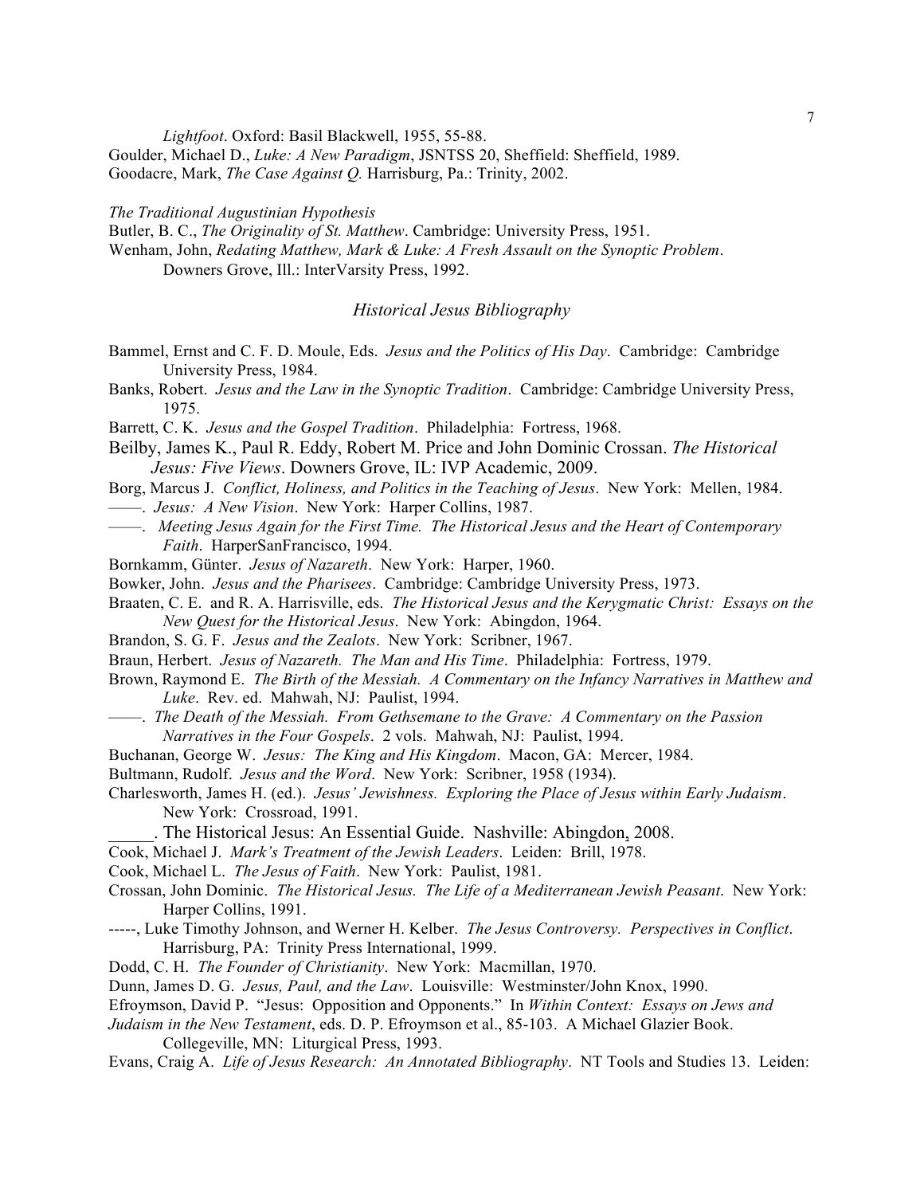*Lightfoot*. Oxford: Basil Blackwell, 1955, 55-88.

Goulder, Michael D., *Luke: A New Paradigm*, JSNTSS 20, Sheffield: Sheffield, 1989.

Goodacre, Mark, *The Case Against Q.* Harrisburg, Pa.: Trinity, 2002.

*The Traditional Augustinian Hypothesis*

Butler, B. C., *The Originality of St. Matthew*. Cambridge: University Press, 1951.

Wenham, John, *Redating Matthew, Mark & Luke: A Fresh Assault on the Synoptic Problem*. Downers Grove, Ill.: InterVarsity Press, 1992.

## *Historical Jesus Bibliography*

Bammel, Ernst and C. F. D. Moule, Eds. *Jesus and the Politics of His Day*. Cambridge: Cambridge University Press, 1984.

Banks, Robert. *Jesus and the Law in the Synoptic Tradition*. Cambridge: Cambridge University Press, 1975.

Barrett, C. K. *Jesus and the Gospel Tradition*. Philadelphia: Fortress, 1968.

Beilby, James K., Paul R. Eddy, Robert M. Price and John Dominic Crossan. *The Historical Jesus: Five Views*. Downers Grove, IL: IVP Academic, 2009.

Borg, Marcus J. *Conflict, Holiness, and Politics in the Teaching of Jesus*. New York: Mellen, 1984.

——. *Jesus: A New Vision*. New York: Harper Collins, 1987.

——. *Meeting Jesus Again for the First Time. The Historical Jesus and the Heart of Contemporary Faith*. HarperSanFrancisco, 1994.

Bornkamm, Günter. *Jesus of Nazareth*. New York: Harper, 1960.

Bowker, John. *Jesus and the Pharisees*. Cambridge: Cambridge University Press, 1973.

Braaten, C. E. and R. A. Harrisville, eds. *The Historical Jesus and the Kerygmatic Christ: Essays on the New Quest for the Historical Jesus*. New York: Abingdon, 1964.

Brandon, S. G. F. *Jesus and the Zealots*. New York: Scribner, 1967.

Braun, Herbert. *Jesus of Nazareth. The Man and His Time*. Philadelphia: Fortress, 1979.

Brown, Raymond E. *The Birth of the Messiah. A Commentary on the Infancy Narratives in Matthew and Luke*. Rev. ed. Mahwah, NJ: Paulist, 1994.

——. *The Death of the Messiah. From Gethsemane to the Grave: A Commentary on the Passion Narratives in the Four Gospels*. 2 vols. Mahwah, NJ: Paulist, 1994.

Buchanan, George W. *Jesus: The King and His Kingdom*. Macon, GA: Mercer, 1984.

Bultmann, Rudolf. *Jesus and the Word*. New York: Scribner, 1958 (1934).

Charlesworth, James H. (ed.). *Jesus' Jewishness. Exploring the Place of Jesus within Early Judaism*. New York: Crossroad, 1991.

_____. The Historical Jesus: An Essential Guide. Nashville: Abingdon, 2008.

Cook, Michael J. *Mark's Treatment of the Jewish Leaders*. Leiden: Brill, 1978.

Cook, Michael L. *The Jesus of Faith*. New York: Paulist, 1981.

Crossan, John Dominic. *The Historical Jesus. The Life of a Mediterranean Jewish Peasant*. New York: Harper Collins, 1991.

-----, Luke Timothy Johnson, and Werner H. Kelber. *The Jesus Controversy. Perspectives in Conflict*. Harrisburg, PA: Trinity Press International, 1999.

Dodd, C. H. *The Founder of Christianity*. New York: Macmillan, 1970.

Dunn, James D. G. *Jesus, Paul, and the Law*. Louisville: Westminster/John Knox, 1990.

Efroymson, David P. "Jesus: Opposition and Opponents." In *Within Context: Essays on Jews and Judaism in the New Testament*, eds. D. P. Efroymson et al., 85-103. A Michael Glazier Book. Collegeville, MN: Liturgical Press, 1993.

Evans, Craig A. *Life of Jesus Research: An Annotated Bibliography*. NT Tools and Studies 13. Leiden: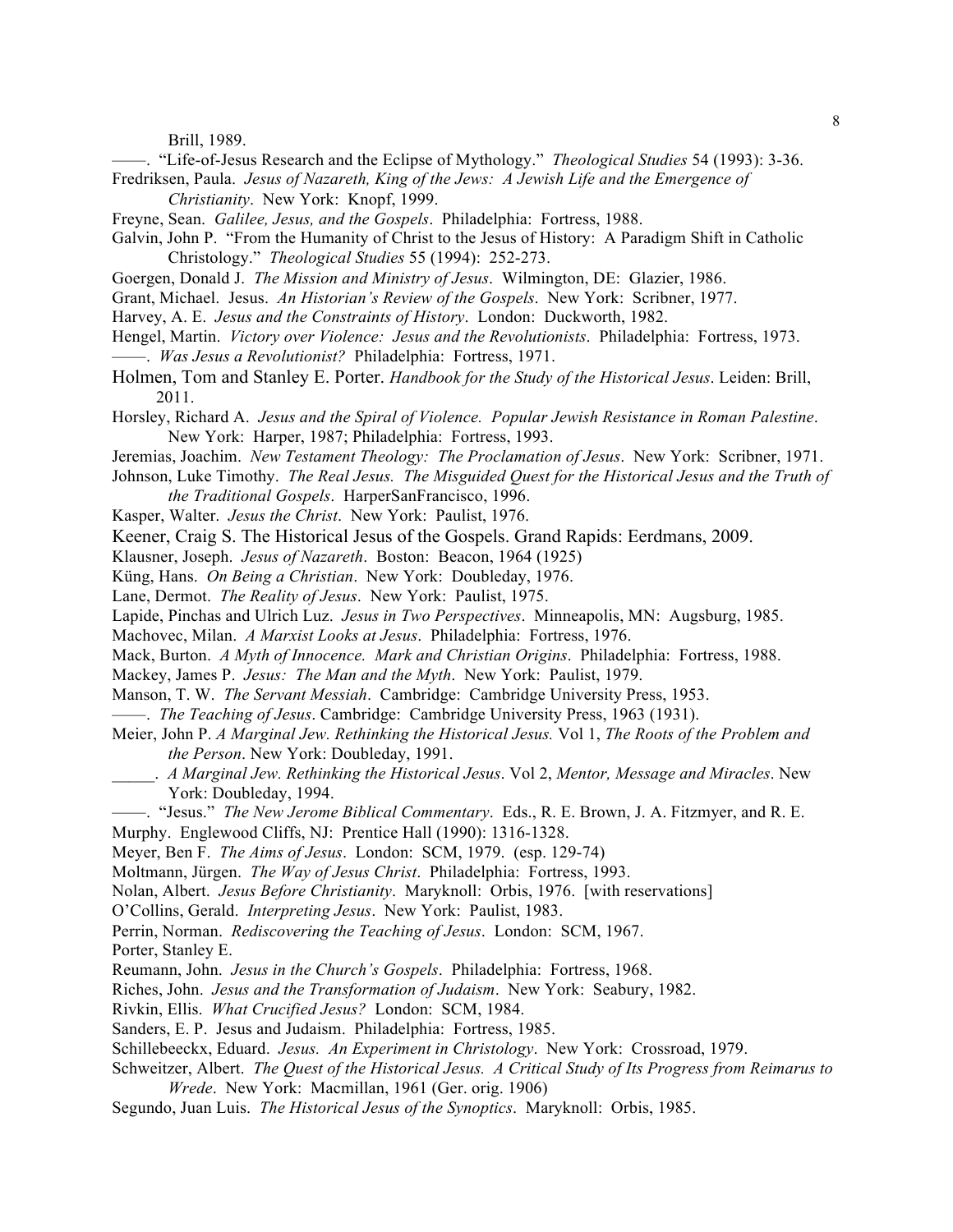Brill, 1989.

——. "Life-of-Jesus Research and the Eclipse of Mythology." *Theological Studies* 54 (1993): 3-36.

Fredriksen, Paula. *Jesus of Nazareth, King of the Jews: A Jewish Life and the Emergence of Christianity*. New York: Knopf, 1999.

Freyne, Sean. *Galilee, Jesus, and the Gospels*. Philadelphia: Fortress, 1988.

Galvin, John P. "From the Humanity of Christ to the Jesus of History: A Paradigm Shift in Catholic Christology." *Theological Studies* 55 (1994): 252-273.

Goergen, Donald J. *The Mission and Ministry of Jesus*. Wilmington, DE: Glazier, 1986.

Grant, Michael. Jesus. *An Historian's Review of the Gospels*. New York: Scribner, 1977.

Harvey, A. E. *Jesus and the Constraints of History*. London: Duckworth, 1982.

Hengel, Martin. *Victory over Violence: Jesus and the Revolutionists*. Philadelphia: Fortress, 1973.

——. *Was Jesus a Revolutionist?* Philadelphia: Fortress, 1971.

Holmen, Tom and Stanley E. Porter. *Handbook for the Study of the Historical Jesus*. Leiden: Brill, 2011.

Horsley, Richard A. *Jesus and the Spiral of Violence. Popular Jewish Resistance in Roman Palestine*. New York: Harper, 1987; Philadelphia: Fortress, 1993.

Jeremias, Joachim. *New Testament Theology: The Proclamation of Jesus*. New York: Scribner, 1971.

Johnson, Luke Timothy. *The Real Jesus. The Misguided Quest for the Historical Jesus and the Truth of the Traditional Gospels*. HarperSanFrancisco, 1996.

Kasper, Walter. *Jesus the Christ*. New York: Paulist, 1976.

Keener, Craig S. The Historical Jesus of the Gospels. Grand Rapids: Eerdmans, 2009.

Klausner, Joseph. *Jesus of Nazareth*. Boston: Beacon, 1964 (1925)

Küng, Hans. *On Being a Christian*. New York: Doubleday, 1976.

Lane, Dermot. *The Reality of Jesus*. New York: Paulist, 1975.

Lapide, Pinchas and Ulrich Luz. *Jesus in Two Perspectives*. Minneapolis, MN: Augsburg, 1985.

Machovec, Milan. *A Marxist Looks at Jesus*. Philadelphia: Fortress, 1976.

Mack, Burton. *A Myth of Innocence. Mark and Christian Origins*. Philadelphia: Fortress, 1988.

Mackey, James P. *Jesus: The Man and the Myth*. New York: Paulist, 1979.

Manson, T. W. *The Servant Messiah*. Cambridge: Cambridge University Press, 1953.

——. *The Teaching of Jesus*. Cambridge: Cambridge University Press, 1963 (1931).

Meier, John P. *A Marginal Jew. Rethinking the Historical Jesus.* Vol 1, *The Roots of the Problem and the Person*. New York: Doubleday, 1991.

\_\_\_\_\_. *A Marginal Jew. Rethinking the Historical Jesus*. Vol 2, *Mentor, Message and Miracles*. New York: Doubleday, 1994.

——. "Jesus." *The New Jerome Biblical Commentary*. Eds., R. E. Brown, J. A. Fitzmyer, and R. E. Murphy. Englewood Cliffs, NJ: Prentice Hall (1990): 1316-1328.

Meyer, Ben F. *The Aims of Jesus*. London: SCM, 1979. (esp. 129-74)

Moltmann, Jürgen. *The Way of Jesus Christ*. Philadelphia: Fortress, 1993.

Nolan, Albert. *Jesus Before Christianity*. Maryknoll: Orbis, 1976. [with reservations]

O'Collins, Gerald. *Interpreting Jesus*. New York: Paulist, 1983.

Perrin, Norman. *Rediscovering the Teaching of Jesus*. London: SCM, 1967.

Porter, Stanley E.

Reumann, John. *Jesus in the Church's Gospels*. Philadelphia: Fortress, 1968.

Riches, John. *Jesus and the Transformation of Judaism*. New York: Seabury, 1982.

Rivkin, Ellis. *What Crucified Jesus?* London: SCM, 1984.

Sanders, E. P. Jesus and Judaism. Philadelphia: Fortress, 1985.

Schillebeeckx, Eduard. *Jesus. An Experiment in Christology*. New York: Crossroad, 1979.

Schweitzer, Albert. *The Quest of the Historical Jesus. A Critical Study of Its Progress from Reimarus to Wrede*. New York: Macmillan, 1961 (Ger. orig. 1906)

Segundo, Juan Luis. *The Historical Jesus of the Synoptics*. Maryknoll: Orbis, 1985.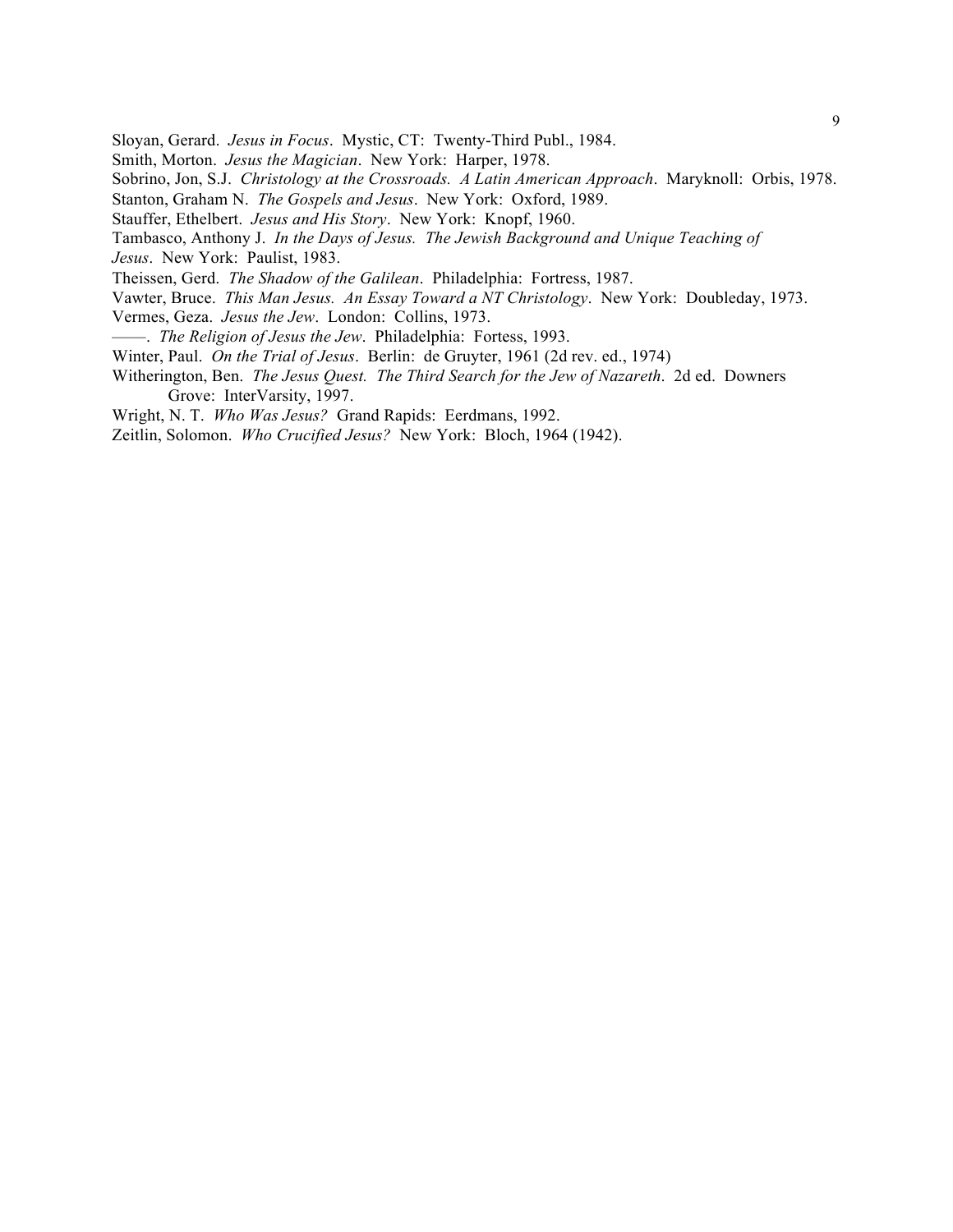Sloyan, Gerard. *Jesus in Focus*. Mystic, CT: Twenty-Third Publ., 1984.

Smith, Morton. *Jesus the Magician*. New York: Harper, 1978.

Sobrino, Jon, S.J. *Christology at the Crossroads. A Latin American Approach*. Maryknoll: Orbis, 1978.

Stanton, Graham N. *The Gospels and Jesus*. New York: Oxford, 1989.

Stauffer, Ethelbert. *Jesus and His Story*. New York: Knopf, 1960.

Tambasco, Anthony J. *In the Days of Jesus. The Jewish Background and Unique Teaching of Jesus*. New York: Paulist, 1983.

Theissen, Gerd. *The Shadow of the Galilean*. Philadelphia: Fortress, 1987.

Vawter, Bruce. *This Man Jesus. An Essay Toward a NT Christology*. New York: Doubleday, 1973.

Vermes, Geza. *Jesus the Jew*. London: Collins, 1973.

——. *The Religion of Jesus the Jew*. Philadelphia: Fortess, 1993.

Winter, Paul. *On the Trial of Jesus*. Berlin: de Gruyter, 1961 (2d rev. ed., 1974)

Witherington, Ben. *The Jesus Quest. The Third Search for the Jew of Nazareth*. 2d ed. Downers Grove: InterVarsity, 1997.

Wright, N. T. *Who Was Jesus?* Grand Rapids: Eerdmans, 1992.

Zeitlin, Solomon. *Who Crucified Jesus?* New York: Bloch, 1964 (1942).